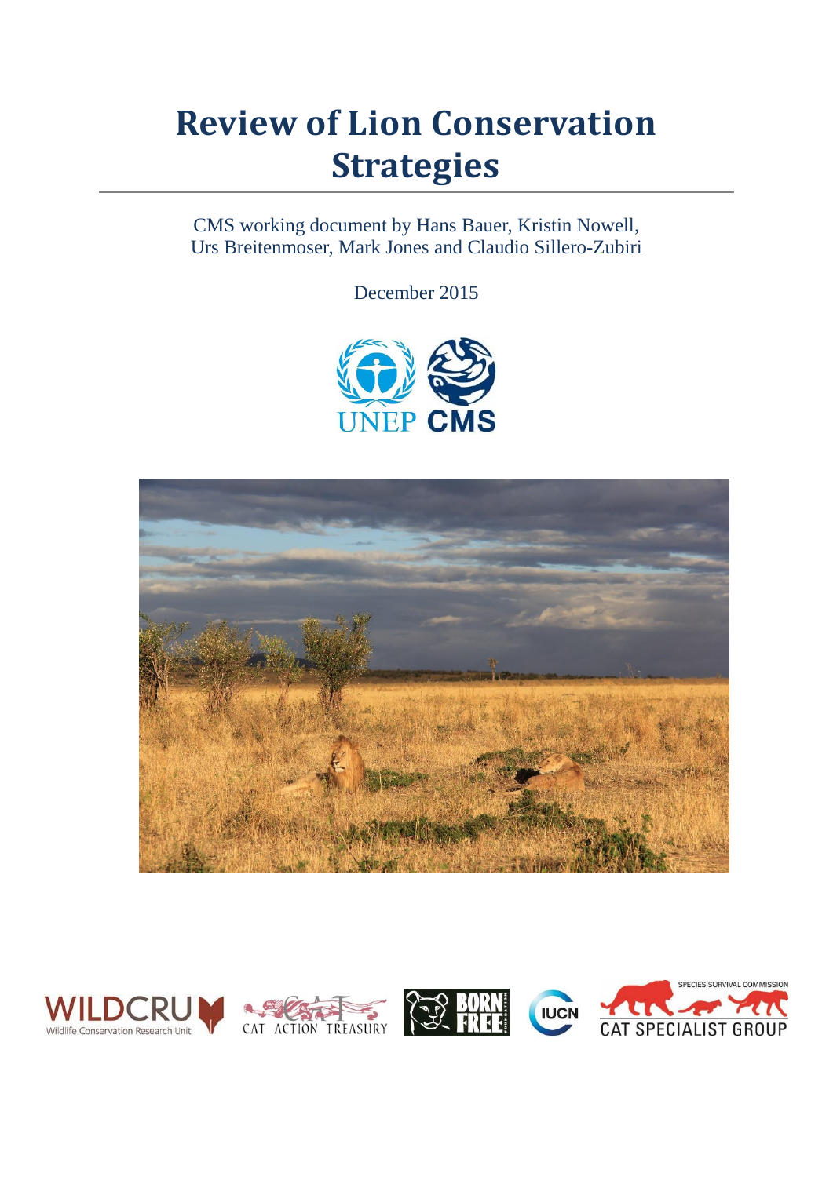# Review of Lion Conservation Strategies

CMS working document by Hans Bauer, Kristin Nowell, Urs Breitenmoser, Mark Jones and Claudio Sillero-Zubiri

December 2015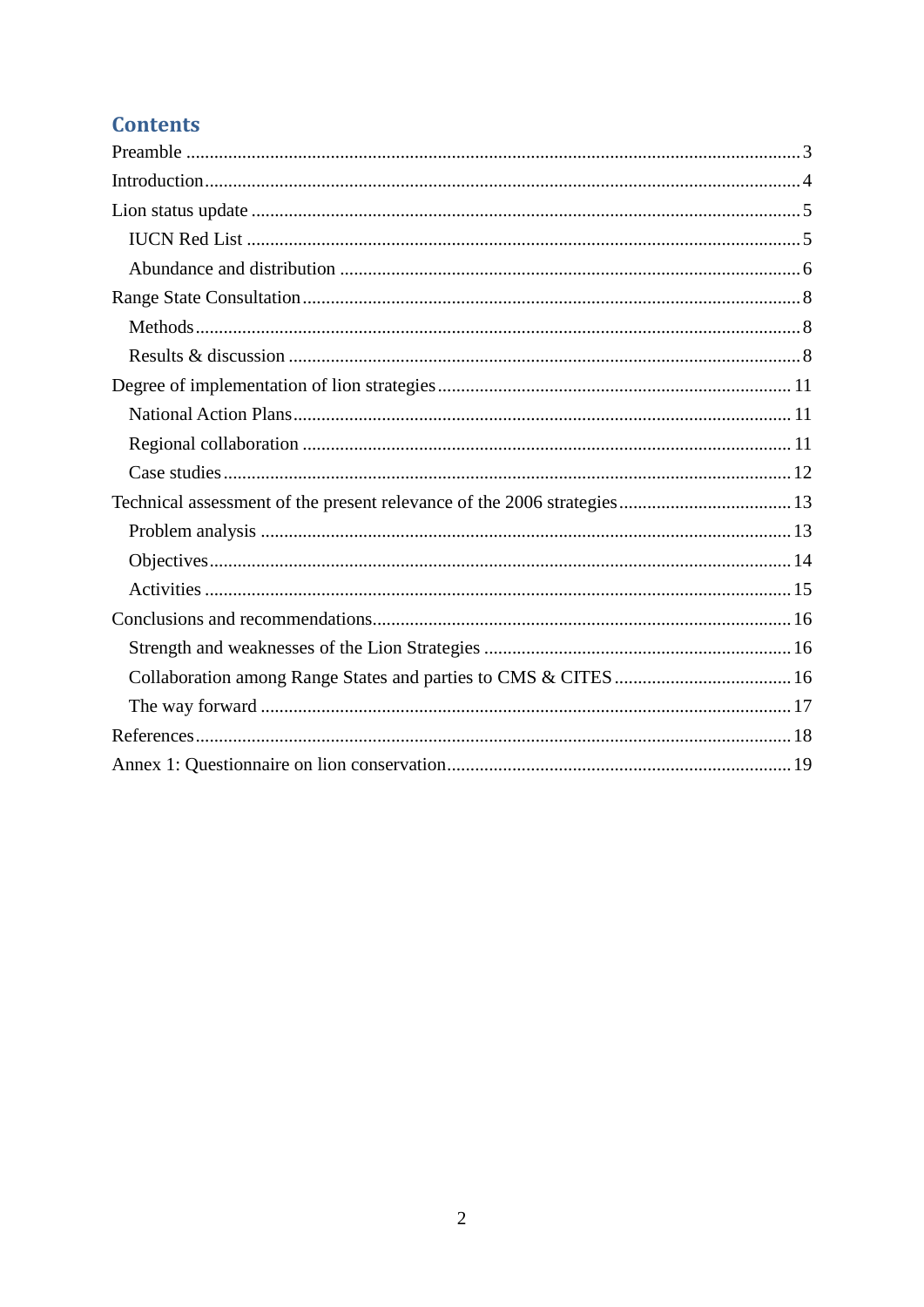# Contents

- Preamble ... 3
- Introduction ... 4
- Lion status update ... 5
  - IUCN Red List ... 5
  - Abundance and distribution ... 6
- Range State Consultation ... 8
  - Methods ... 8
  - Results & discussion ... 8
- Degree of implementation of lion strategies ... 11
  - National Action Plans ... 11
  - Regional collaboration ... 11
  - Case studies ... 12
- Technical assessment of the present relevance of the 2006 strategies ... 13
  - Problem analysis ... 13
  - Objectives ... 14
  - Activities ... 15
- Conclusions and recommendations ... 16
  - Strength and weaknesses of the Lion Strategies ... 16
  - Collaboration among Range States and parties to CMS & CITES ... 16
  - The way forward ... 17
- References ... 18
- Annex 1: Questionnaire on lion conservation ... 19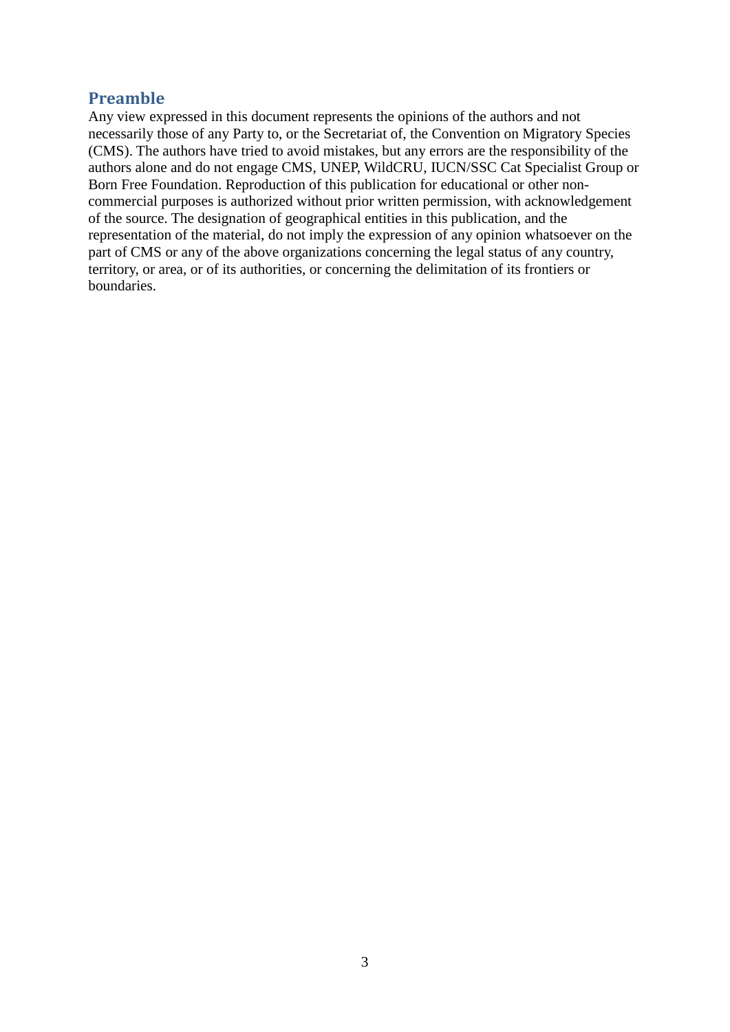## Preamble

Any view expressed in this document represents the opinions of the authors and not necessarily those of any Party to, or the Secretariat of, the Convention on Migratory Species (CMS). The authors have tried to avoid mistakes, but any errors are the responsibility of the authors alone and do not engage CMS, UNEP, WildCRU, IUCN/SSC Cat Specialist Group or Born Free Foundation. Reproduction of this publication for educational or other non-commercial purposes is authorized without prior written permission, with acknowledgement of the source. The designation of geographical entities in this publication, and the representation of the material, do not imply the expression of any opinion whatsoever on the part of CMS or any of the above organizations concerning the legal status of any country, territory, or area, or of its authorities, or concerning the delimitation of its frontiers or boundaries.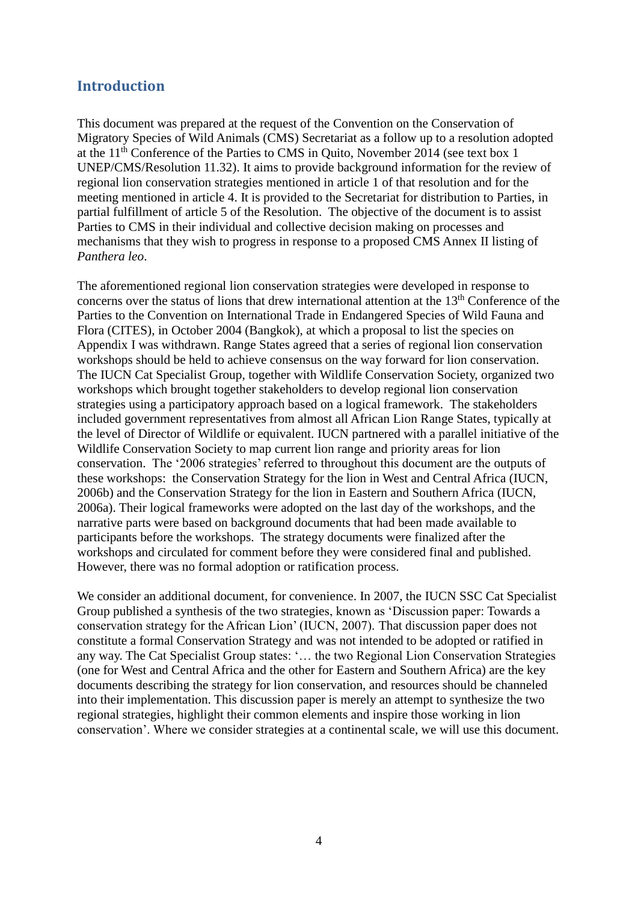## Introduction

This document was prepared at the request of the Convention on the Conservation of Migratory Species of Wild Animals (CMS) Secretariat as a follow up to a resolution adopted at the 11th Conference of the Parties to CMS in Quito, November 2014 (see text box 1 UNEP/CMS/Resolution 11.32). It aims to provide background information for the review of regional lion conservation strategies mentioned in article 1 of that resolution and for the meeting mentioned in article 4. It is provided to the Secretariat for distribution to Parties, in partial fulfillment of article 5 of the Resolution. The objective of the document is to assist Parties to CMS in their individual and collective decision making on processes and mechanisms that they wish to progress in response to a proposed CMS Annex II listing of *Panthera leo*.

The aforementioned regional lion conservation strategies were developed in response to concerns over the status of lions that drew international attention at the 13th Conference of the Parties to the Convention on International Trade in Endangered Species of Wild Fauna and Flora (CITES), in October 2004 (Bangkok), at which a proposal to list the species on Appendix I was withdrawn. Range States agreed that a series of regional lion conservation workshops should be held to achieve consensus on the way forward for lion conservation. The IUCN Cat Specialist Group, together with Wildlife Conservation Society, organized two workshops which brought together stakeholders to develop regional lion conservation strategies using a participatory approach based on a logical framework. The stakeholders included government representatives from almost all African Lion Range States, typically at the level of Director of Wildlife or equivalent. IUCN partnered with a parallel initiative of the Wildlife Conservation Society to map current lion range and priority areas for lion conservation. The '2006 strategies' referred to throughout this document are the outputs of these workshops: the Conservation Strategy for the lion in West and Central Africa (IUCN, 2006b) and the Conservation Strategy for the lion in Eastern and Southern Africa (IUCN, 2006a). Their logical frameworks were adopted on the last day of the workshops, and the narrative parts were based on background documents that had been made available to participants before the workshops. The strategy documents were finalized after the workshops and circulated for comment before they were considered final and published. However, there was no formal adoption or ratification process.

We consider an additional document, for convenience. In 2007, the IUCN SSC Cat Specialist Group published a synthesis of the two strategies, known as 'Discussion paper: Towards a conservation strategy for the African Lion' (IUCN, 2007). That discussion paper does not constitute a formal Conservation Strategy and was not intended to be adopted or ratified in any way. The Cat Specialist Group states: '… the two Regional Lion Conservation Strategies (one for West and Central Africa and the other for Eastern and Southern Africa) are the key documents describing the strategy for lion conservation, and resources should be channeled into their implementation. This discussion paper is merely an attempt to synthesize the two regional strategies, highlight their common elements and inspire those working in lion conservation'. Where we consider strategies at a continental scale, we will use this document.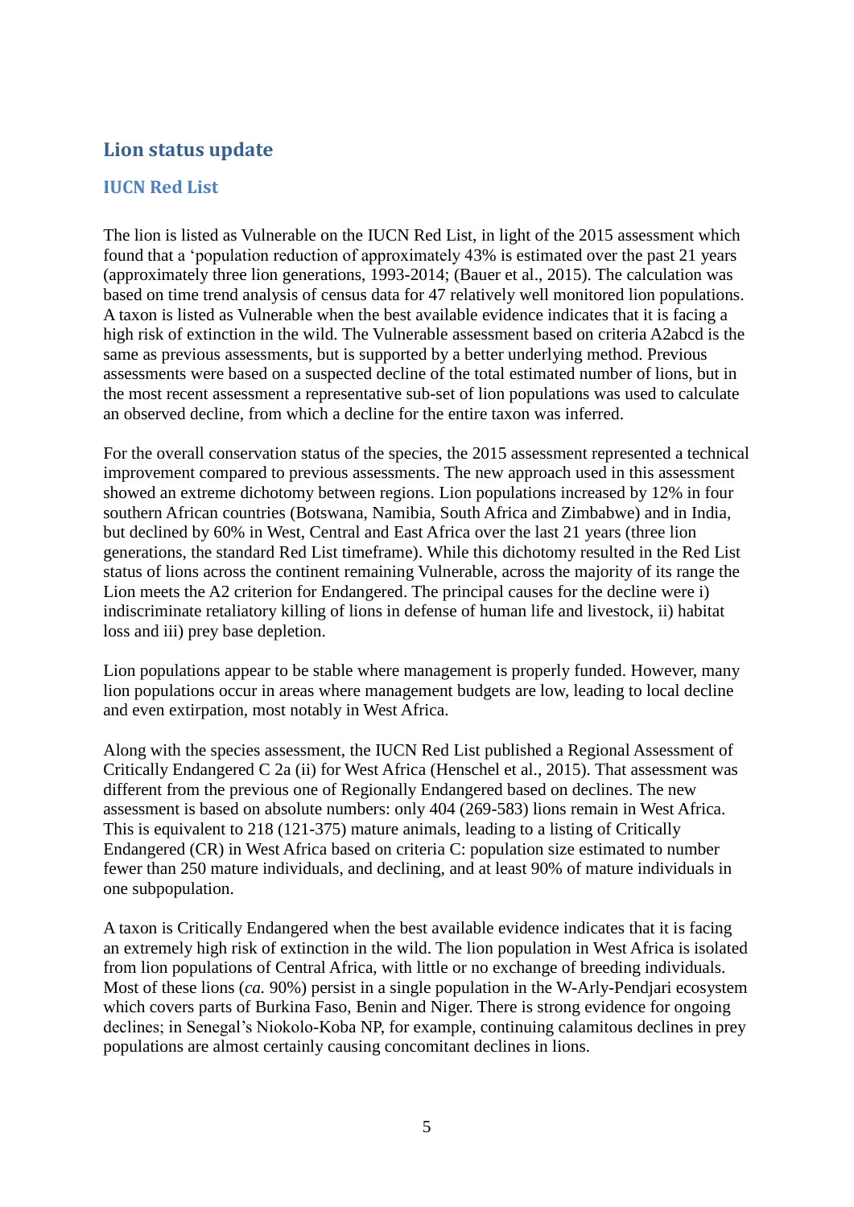## Lion status update

### IUCN Red List

The lion is listed as Vulnerable on the IUCN Red List, in light of the 2015 assessment which found that a 'population reduction of approximately 43% is estimated over the past 21 years (approximately three lion generations, 1993-2014; (Bauer et al., 2015). The calculation was based on time trend analysis of census data for 47 relatively well monitored lion populations. A taxon is listed as Vulnerable when the best available evidence indicates that it is facing a high risk of extinction in the wild. The Vulnerable assessment based on criteria A2abcd is the same as previous assessments, but is supported by a better underlying method. Previous assessments were based on a suspected decline of the total estimated number of lions, but in the most recent assessment a representative sub-set of lion populations was used to calculate an observed decline, from which a decline for the entire taxon was inferred.

For the overall conservation status of the species, the 2015 assessment represented a technical improvement compared to previous assessments. The new approach used in this assessment showed an extreme dichotomy between regions. Lion populations increased by 12% in four southern African countries (Botswana, Namibia, South Africa and Zimbabwe) and in India, but declined by 60% in West, Central and East Africa over the last 21 years (three lion generations, the standard Red List timeframe). While this dichotomy resulted in the Red List status of lions across the continent remaining Vulnerable, across the majority of its range the Lion meets the A2 criterion for Endangered. The principal causes for the decline were i) indiscriminate retaliatory killing of lions in defense of human life and livestock, ii) habitat loss and iii) prey base depletion.

Lion populations appear to be stable where management is properly funded. However, many lion populations occur in areas where management budgets are low, leading to local decline and even extirpation, most notably in West Africa.

Along with the species assessment, the IUCN Red List published a Regional Assessment of Critically Endangered C 2a (ii) for West Africa (Henschel et al., 2015). That assessment was different from the previous one of Regionally Endangered based on declines. The new assessment is based on absolute numbers: only 404 (269-583) lions remain in West Africa. This is equivalent to 218 (121-375) mature animals, leading to a listing of Critically Endangered (CR) in West Africa based on criteria C: population size estimated to number fewer than 250 mature individuals, and declining, and at least 90% of mature individuals in one subpopulation.

A taxon is Critically Endangered when the best available evidence indicates that it is facing an extremely high risk of extinction in the wild. The lion population in West Africa is isolated from lion populations of Central Africa, with little or no exchange of breeding individuals. Most of these lions (*ca.* 90%) persist in a single population in the W-Arly-Pendjari ecosystem which covers parts of Burkina Faso, Benin and Niger. There is strong evidence for ongoing declines; in Senegal's Niokolo-Koba NP, for example, continuing calamitous declines in prey populations are almost certainly causing concomitant declines in lions.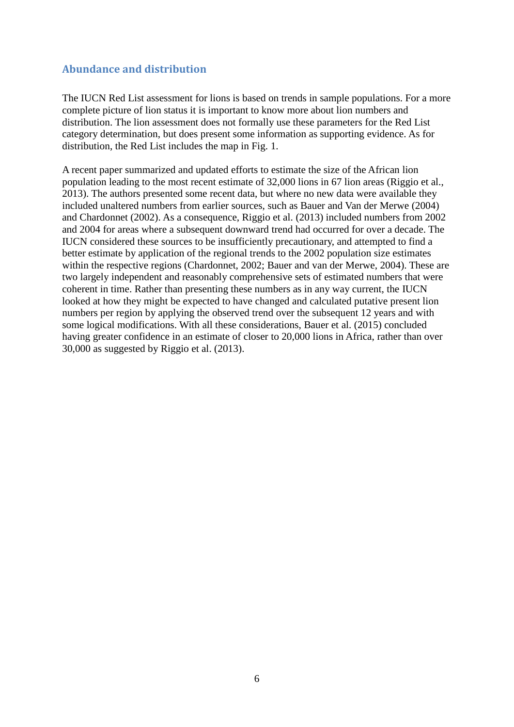## Abundance and distribution

The IUCN Red List assessment for lions is based on trends in sample populations. For a more complete picture of lion status it is important to know more about lion numbers and distribution. The lion assessment does not formally use these parameters for the Red List category determination, but does present some information as supporting evidence. As for distribution, the Red List includes the map in Fig. 1.

A recent paper summarized and updated efforts to estimate the size of the African lion population leading to the most recent estimate of 32,000 lions in 67 lion areas (Riggio et al., 2013). The authors presented some recent data, but where no new data were available they included unaltered numbers from earlier sources, such as Bauer and Van der Merwe (2004) and Chardonnet (2002). As a consequence, Riggio et al. (2013) included numbers from 2002 and 2004 for areas where a subsequent downward trend had occurred for over a decade. The IUCN considered these sources to be insufficiently precautionary, and attempted to find a better estimate by application of the regional trends to the 2002 population size estimates within the respective regions (Chardonnet, 2002; Bauer and van der Merwe, 2004). These are two largely independent and reasonably comprehensive sets of estimated numbers that were coherent in time. Rather than presenting these numbers as in any way current, the IUCN looked at how they might be expected to have changed and calculated putative present lion numbers per region by applying the observed trend over the subsequent 12 years and with some logical modifications. With all these considerations, Bauer et al. (2015) concluded having greater confidence in an estimate of closer to 20,000 lions in Africa, rather than over 30,000 as suggested by Riggio et al. (2013).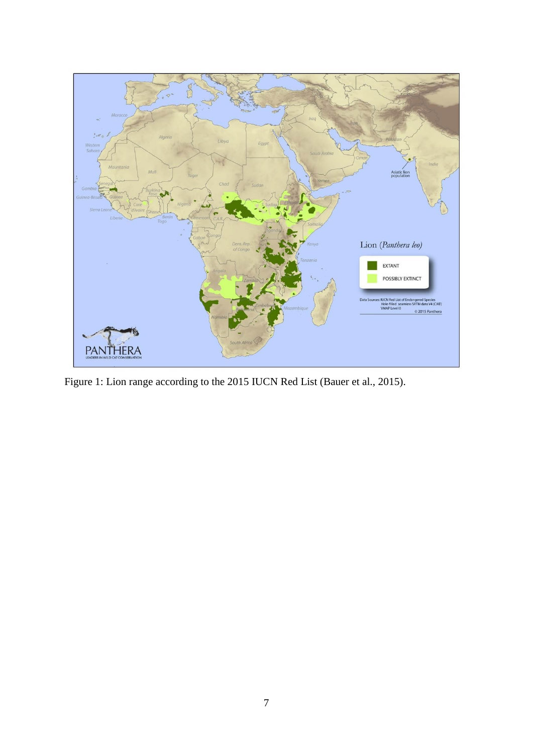Figure 1: Lion range according to the 2015 IUCN Red List (Bauer et al., 2015).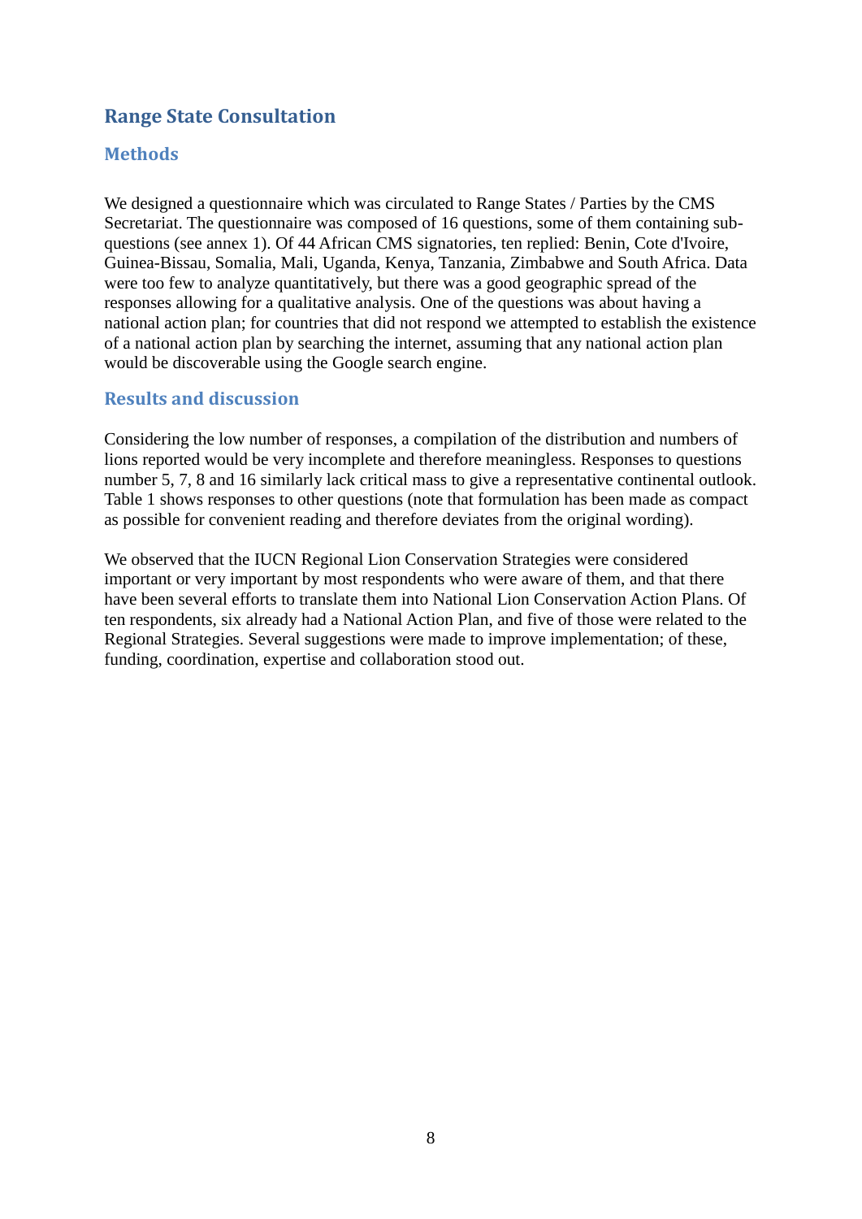## Range State Consultation

### Methods

We designed a questionnaire which was circulated to Range States / Parties by the CMS Secretariat. The questionnaire was composed of 16 questions, some of them containing sub-questions (see annex 1). Of 44 African CMS signatories, ten replied: Benin, Cote d'Ivoire, Guinea-Bissau, Somalia, Mali, Uganda, Kenya, Tanzania, Zimbabwe and South Africa. Data were too few to analyze quantitatively, but there was a good geographic spread of the responses allowing for a qualitative analysis. One of the questions was about having a national action plan; for countries that did not respond we attempted to establish the existence of a national action plan by searching the internet, assuming that any national action plan would be discoverable using the Google search engine.

### Results and discussion

Considering the low number of responses, a compilation of the distribution and numbers of lions reported would be very incomplete and therefore meaningless. Responses to questions number 5, 7, 8 and 16 similarly lack critical mass to give a representative continental outlook. Table 1 shows responses to other questions (note that formulation has been made as compact as possible for convenient reading and therefore deviates from the original wording).

We observed that the IUCN Regional Lion Conservation Strategies were considered important or very important by most respondents who were aware of them, and that there have been several efforts to translate them into National Lion Conservation Action Plans. Of ten respondents, six already had a National Action Plan, and five of those were related to the Regional Strategies. Several suggestions were made to improve implementation; of these, funding, coordination, expertise and collaboration stood out.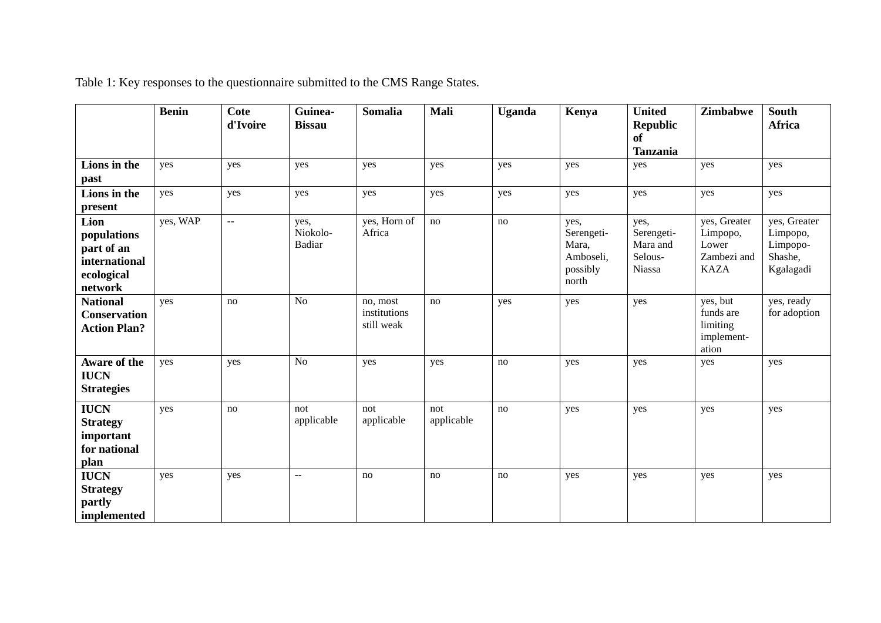Table 1: Key responses to the questionnaire submitted to the CMS Range States.

| | **Benin** | **Cote d'Ivoire** | **Guinea-Bissau** | **Somalia** | **Mali** | **Uganda** | **Kenya** | **United Republic of Tanzania** | **Zimbabwe** | **South Africa** |
|---|---|---|---|---|---|---|---|---|---|---|
| **Lions in the past** | yes | yes | yes | yes | yes | yes | yes | yes | yes | yes |
| **Lions in the present** | yes | yes | yes | yes | yes | yes | yes | yes | yes | yes |
| **Lion populations part of an international ecological network** | yes, WAP | -- | yes, Niokolo-Badiar | yes, Horn of Africa | no | no | yes, Serengeti-Mara, Amboseli, possibly north | yes, Serengeti-Mara and Selous-Niassa | yes, Greater Limpopo, Lower Zambezi and KAZA | yes, Greater Limpopo, Limpopo-Shashe, Kgalagadi |
| **National Conservation Action Plan?** | yes | no | No | no, most institutions still weak | no | yes | yes | yes | yes, but funds are limiting implement-ation | yes, ready for adoption |
| **Aware of the IUCN Strategies** | yes | yes | No | yes | yes | no | yes | yes | yes | yes |
| **IUCN Strategy important for national plan** | yes | no | not applicable | not applicable | not applicable | no | yes | yes | yes | yes |
| **IUCN Strategy partly implemented** | yes | yes | -- | no | no | no | yes | yes | yes | yes |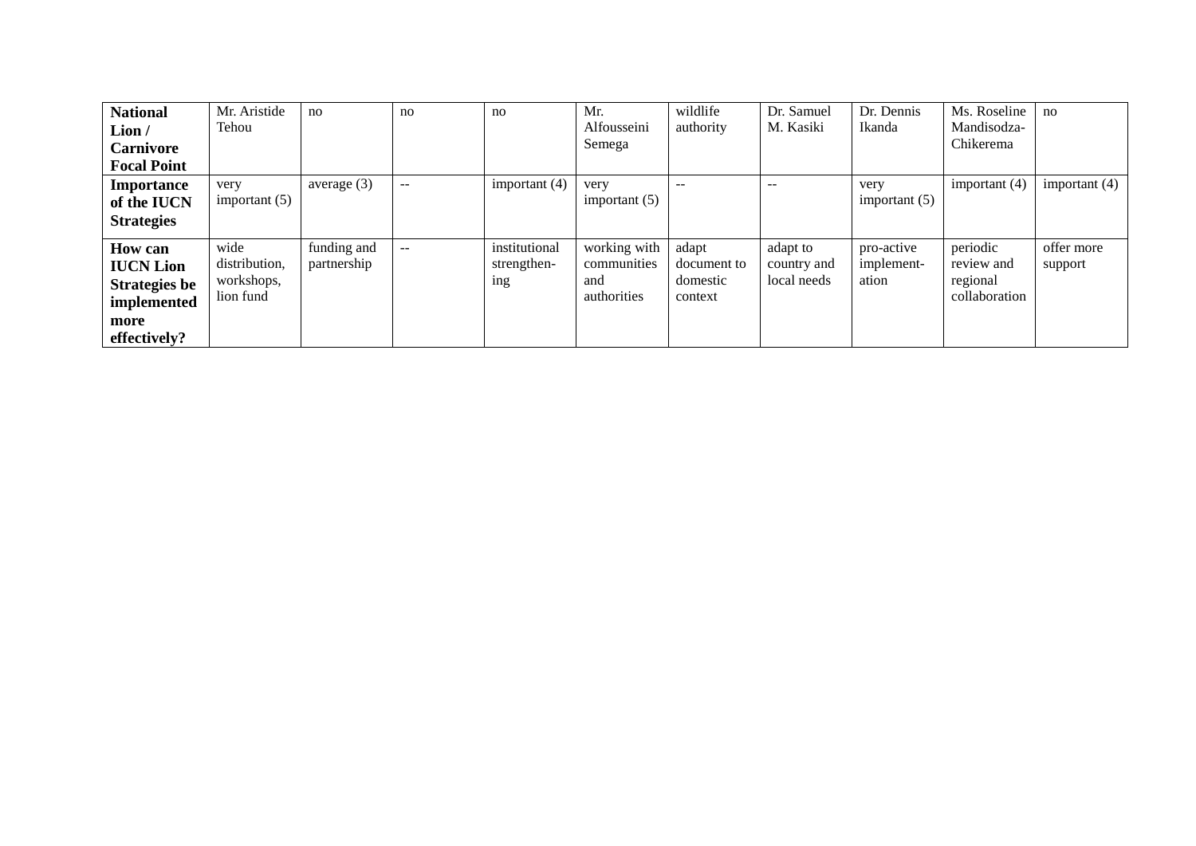| **National Lion / Carnivore Focal Point** | Mr. Aristide Tehou | no | no | no | Mr. Alfousseini Semega | wildlife authority | Dr. Samuel M. Kasiki | Dr. Dennis Ikanda | Ms. Roseline Mandisodza-Chikerema | no |
|---|---|---|---|---|---|---|---|---|---|---|
| **Importance of the IUCN Strategies** | very important (5) | average (3) | -- | important (4) | very important (5) | -- | -- | very important (5) | important (4) | important (4) |
| **How can IUCN Lion Strategies be implemented more effectively?** | wide distribution, workshops, lion fund | funding and partnership | -- | institutional strengthening | working with communities and authorities | adapt document to domestic context | adapt to country and local needs | pro-active implementation | periodic review and regional collaboration | offer more support |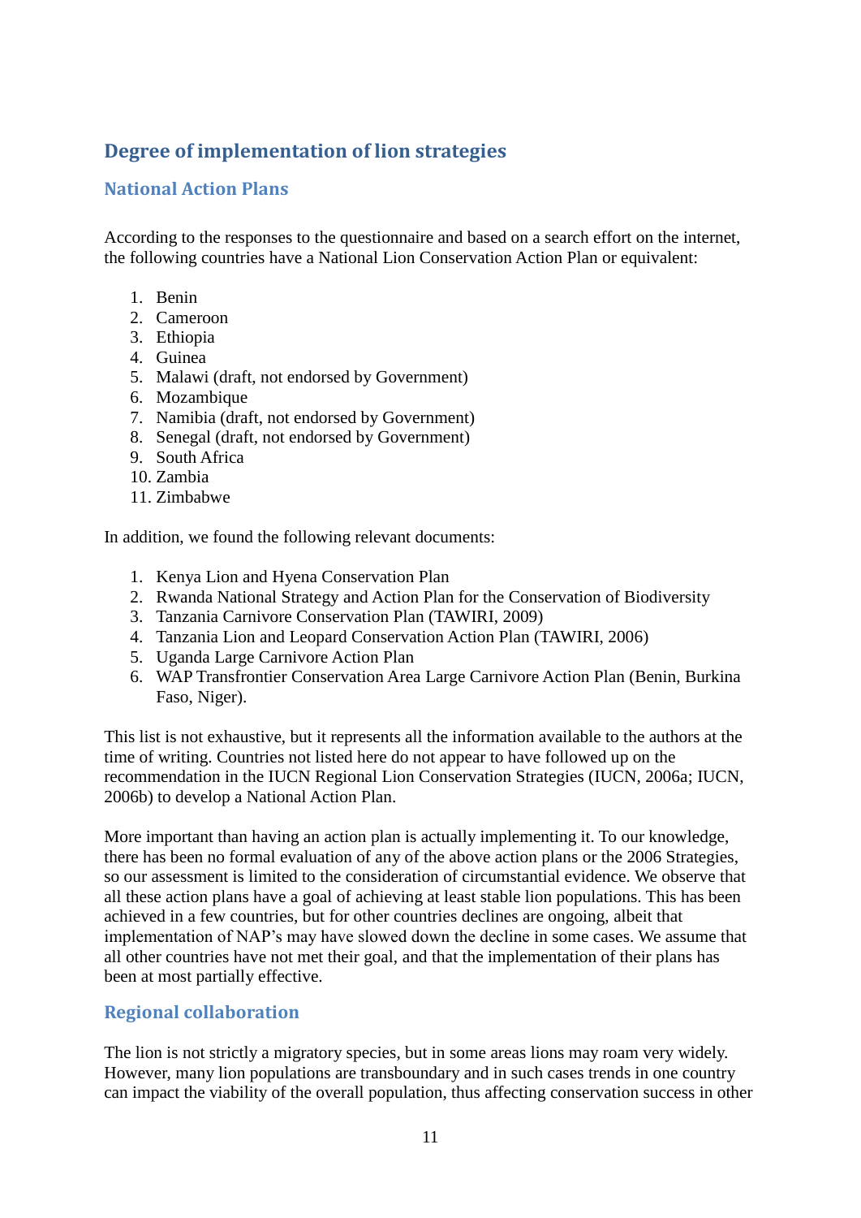## Degree of implementation of lion strategies

### National Action Plans

According to the responses to the questionnaire and based on a search effort on the internet, the following countries have a National Lion Conservation Action Plan or equivalent:

1. Benin
2. Cameroon
3. Ethiopia
4. Guinea
5. Malawi (draft, not endorsed by Government)
6. Mozambique
7. Namibia (draft, not endorsed by Government)
8. Senegal (draft, not endorsed by Government)
9. South Africa
10. Zambia
11. Zimbabwe

In addition, we found the following relevant documents:

1. Kenya Lion and Hyena Conservation Plan
2. Rwanda National Strategy and Action Plan for the Conservation of Biodiversity
3. Tanzania Carnivore Conservation Plan (TAWIRI, 2009)
4. Tanzania Lion and Leopard Conservation Action Plan (TAWIRI, 2006)
5. Uganda Large Carnivore Action Plan
6. WAP Transfrontier Conservation Area Large Carnivore Action Plan (Benin, Burkina Faso, Niger).

This list is not exhaustive, but it represents all the information available to the authors at the time of writing. Countries not listed here do not appear to have followed up on the recommendation in the IUCN Regional Lion Conservation Strategies (IUCN, 2006a; IUCN, 2006b) to develop a National Action Plan.

More important than having an action plan is actually implementing it. To our knowledge, there has been no formal evaluation of any of the above action plans or the 2006 Strategies, so our assessment is limited to the consideration of circumstantial evidence. We observe that all these action plans have a goal of achieving at least stable lion populations. This has been achieved in a few countries, but for other countries declines are ongoing, albeit that implementation of NAP's may have slowed down the decline in some cases. We assume that all other countries have not met their goal, and that the implementation of their plans has been at most partially effective.

### Regional collaboration

The lion is not strictly a migratory species, but in some areas lions may roam very widely. However, many lion populations are transboundary and in such cases trends in one country can impact the viability of the overall population, thus affecting conservation success in other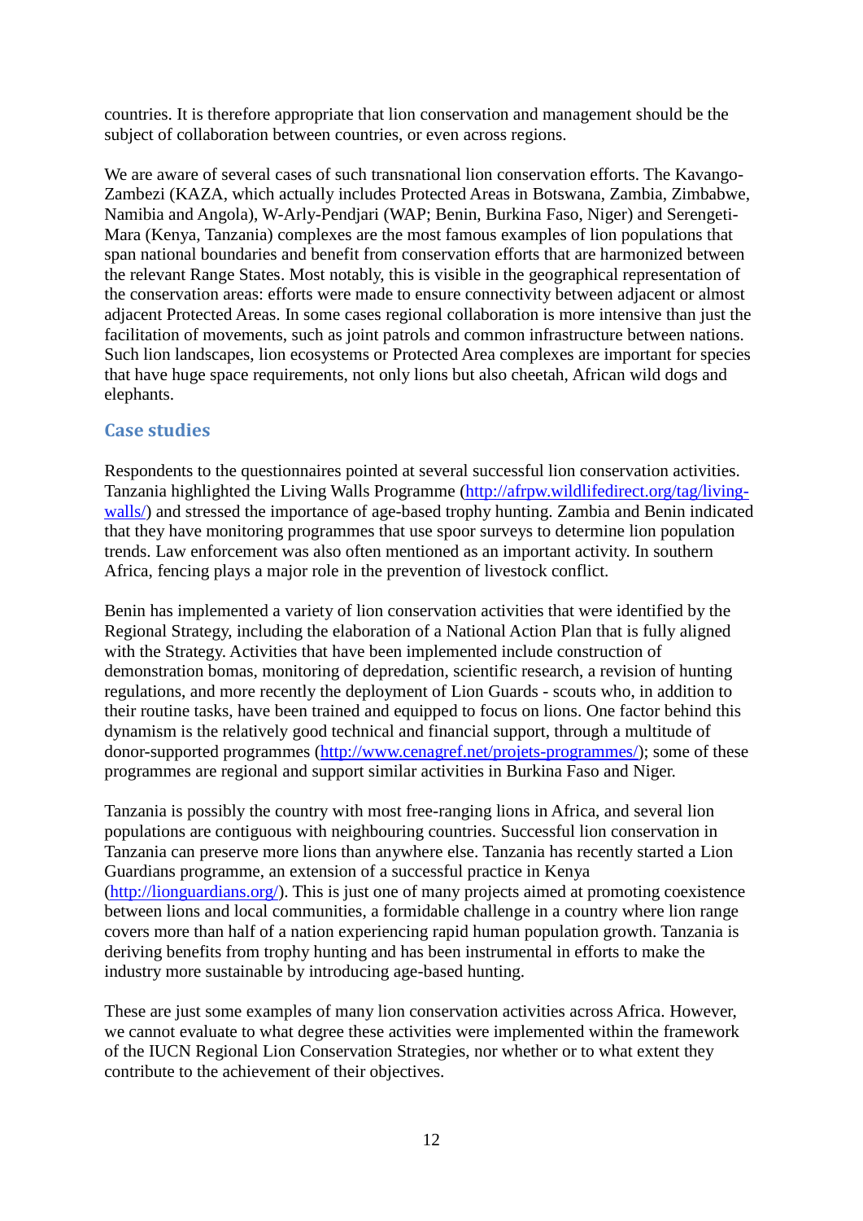countries. It is therefore appropriate that lion conservation and management should be the subject of collaboration between countries, or even across regions.

We are aware of several cases of such transnational lion conservation efforts. The Kavango-Zambezi (KAZA, which actually includes Protected Areas in Botswana, Zambia, Zimbabwe, Namibia and Angola), W-Arly-Pendjari (WAP; Benin, Burkina Faso, Niger) and Serengeti-Mara (Kenya, Tanzania) complexes are the most famous examples of lion populations that span national boundaries and benefit from conservation efforts that are harmonized between the relevant Range States. Most notably, this is visible in the geographical representation of the conservation areas: efforts were made to ensure connectivity between adjacent or almost adjacent Protected Areas. In some cases regional collaboration is more intensive than just the facilitation of movements, such as joint patrols and common infrastructure between nations. Such lion landscapes, lion ecosystems or Protected Area complexes are important for species that have huge space requirements, not only lions but also cheetah, African wild dogs and elephants.

## Case studies

Respondents to the questionnaires pointed at several successful lion conservation activities. Tanzania highlighted the Living Walls Programme (http://afrpw.wildlifedirect.org/tag/living-walls/) and stressed the importance of age-based trophy hunting. Zambia and Benin indicated that they have monitoring programmes that use spoor surveys to determine lion population trends. Law enforcement was also often mentioned as an important activity. In southern Africa, fencing plays a major role in the prevention of livestock conflict.

Benin has implemented a variety of lion conservation activities that were identified by the Regional Strategy, including the elaboration of a National Action Plan that is fully aligned with the Strategy. Activities that have been implemented include construction of demonstration bomas, monitoring of depredation, scientific research, a revision of hunting regulations, and more recently the deployment of Lion Guards - scouts who, in addition to their routine tasks, have been trained and equipped to focus on lions. One factor behind this dynamism is the relatively good technical and financial support, through a multitude of donor-supported programmes (http://www.cenagref.net/projets-programmes/); some of these programmes are regional and support similar activities in Burkina Faso and Niger.

Tanzania is possibly the country with most free-ranging lions in Africa, and several lion populations are contiguous with neighbouring countries. Successful lion conservation in Tanzania can preserve more lions than anywhere else. Tanzania has recently started a Lion Guardians programme, an extension of a successful practice in Kenya (http://lionguardians.org/). This is just one of many projects aimed at promoting coexistence between lions and local communities, a formidable challenge in a country where lion range covers more than half of a nation experiencing rapid human population growth. Tanzania is deriving benefits from trophy hunting and has been instrumental in efforts to make the industry more sustainable by introducing age-based hunting.

These are just some examples of many lion conservation activities across Africa. However, we cannot evaluate to what degree these activities were implemented within the framework of the IUCN Regional Lion Conservation Strategies, nor whether or to what extent they contribute to the achievement of their objectives.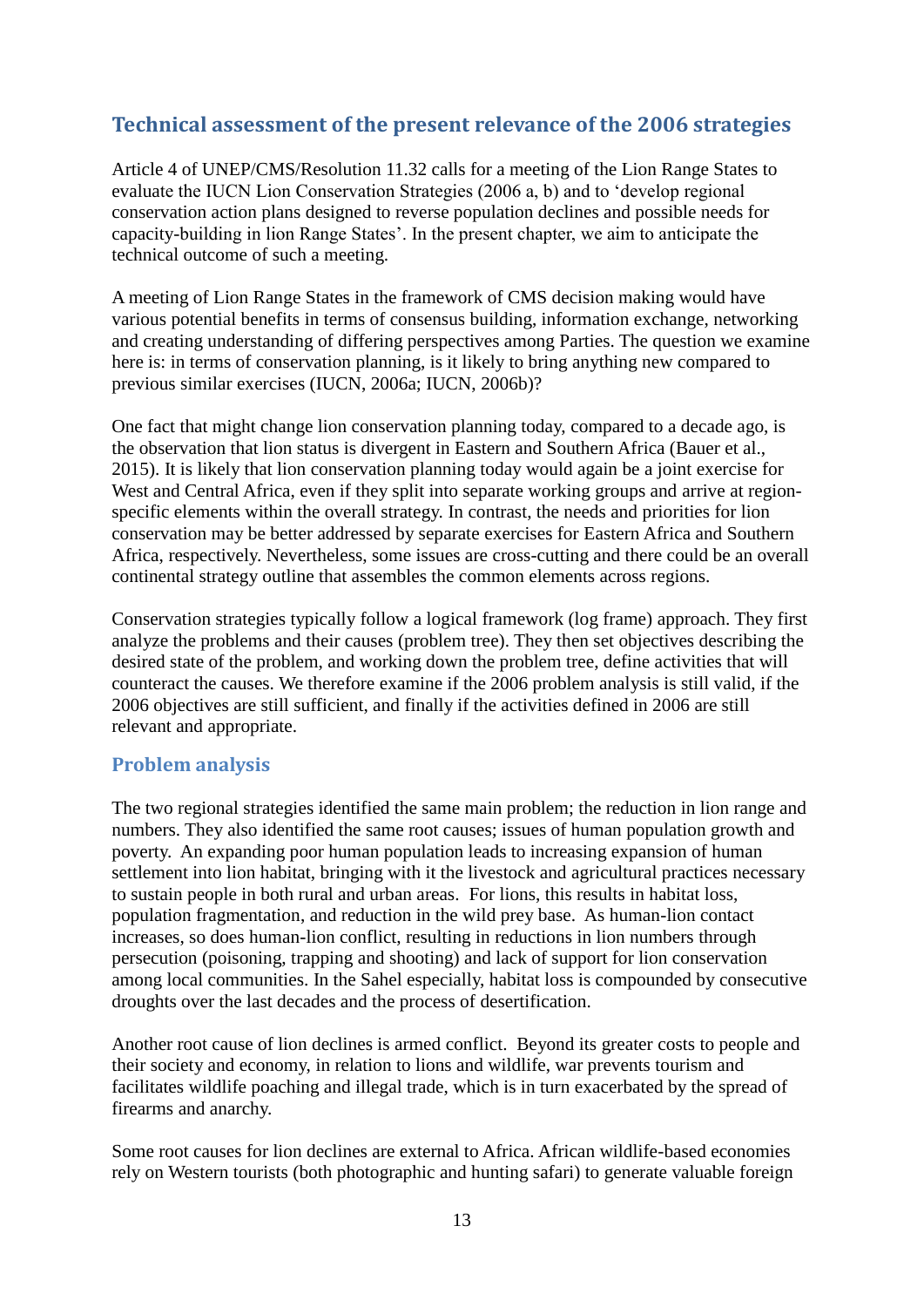## Technical assessment of the present relevance of the 2006 strategies

Article 4 of UNEP/CMS/Resolution 11.32 calls for a meeting of the Lion Range States to evaluate the IUCN Lion Conservation Strategies (2006 a, b) and to 'develop regional conservation action plans designed to reverse population declines and possible needs for capacity-building in lion Range States'. In the present chapter, we aim to anticipate the technical outcome of such a meeting.

A meeting of Lion Range States in the framework of CMS decision making would have various potential benefits in terms of consensus building, information exchange, networking and creating understanding of differing perspectives among Parties. The question we examine here is: in terms of conservation planning, is it likely to bring anything new compared to previous similar exercises (IUCN, 2006a; IUCN, 2006b)?

One fact that might change lion conservation planning today, compared to a decade ago, is the observation that lion status is divergent in Eastern and Southern Africa (Bauer et al., 2015). It is likely that lion conservation planning today would again be a joint exercise for West and Central Africa, even if they split into separate working groups and arrive at region-specific elements within the overall strategy. In contrast, the needs and priorities for lion conservation may be better addressed by separate exercises for Eastern Africa and Southern Africa, respectively. Nevertheless, some issues are cross-cutting and there could be an overall continental strategy outline that assembles the common elements across regions.

Conservation strategies typically follow a logical framework (log frame) approach. They first analyze the problems and their causes (problem tree). They then set objectives describing the desired state of the problem, and working down the problem tree, define activities that will counteract the causes. We therefore examine if the 2006 problem analysis is still valid, if the 2006 objectives are still sufficient, and finally if the activities defined in 2006 are still relevant and appropriate.

### Problem analysis

The two regional strategies identified the same main problem; the reduction in lion range and numbers. They also identified the same root causes; issues of human population growth and poverty. An expanding poor human population leads to increasing expansion of human settlement into lion habitat, bringing with it the livestock and agricultural practices necessary to sustain people in both rural and urban areas. For lions, this results in habitat loss, population fragmentation, and reduction in the wild prey base. As human-lion contact increases, so does human-lion conflict, resulting in reductions in lion numbers through persecution (poisoning, trapping and shooting) and lack of support for lion conservation among local communities. In the Sahel especially, habitat loss is compounded by consecutive droughts over the last decades and the process of desertification.

Another root cause of lion declines is armed conflict. Beyond its greater costs to people and their society and economy, in relation to lions and wildlife, war prevents tourism and facilitates wildlife poaching and illegal trade, which is in turn exacerbated by the spread of firearms and anarchy.

Some root causes for lion declines are external to Africa. African wildlife-based economies rely on Western tourists (both photographic and hunting safari) to generate valuable foreign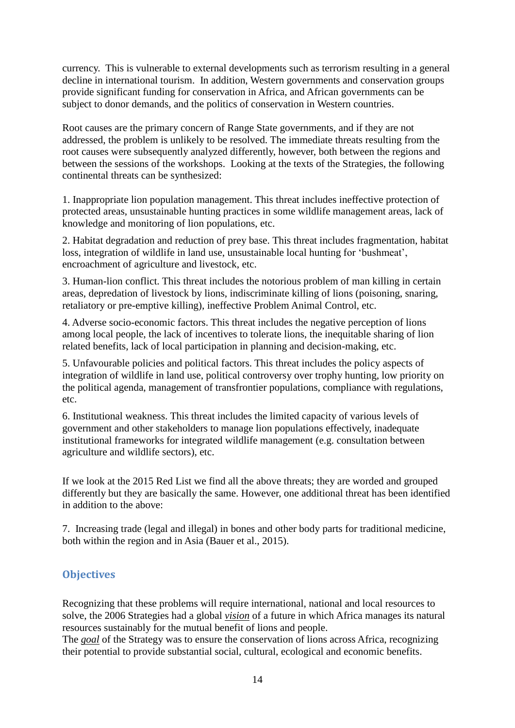currency. This is vulnerable to external developments such as terrorism resulting in a general decline in international tourism. In addition, Western governments and conservation groups provide significant funding for conservation in Africa, and African governments can be subject to donor demands, and the politics of conservation in Western countries.

Root causes are the primary concern of Range State governments, and if they are not addressed, the problem is unlikely to be resolved. The immediate threats resulting from the root causes were subsequently analyzed differently, however, both between the regions and between the sessions of the workshops. Looking at the texts of the Strategies, the following continental threats can be synthesized:

1. Inappropriate lion population management. This threat includes ineffective protection of protected areas, unsustainable hunting practices in some wildlife management areas, lack of knowledge and monitoring of lion populations, etc.

2. Habitat degradation and reduction of prey base. This threat includes fragmentation, habitat loss, integration of wildlife in land use, unsustainable local hunting for 'bushmeat', encroachment of agriculture and livestock, etc.

3. Human-lion conflict. This threat includes the notorious problem of man killing in certain areas, depredation of livestock by lions, indiscriminate killing of lions (poisoning, snaring, retaliatory or pre-emptive killing), ineffective Problem Animal Control, etc.

4. Adverse socio-economic factors. This threat includes the negative perception of lions among local people, the lack of incentives to tolerate lions, the inequitable sharing of lion related benefits, lack of local participation in planning and decision-making, etc.

5. Unfavourable policies and political factors. This threat includes the policy aspects of integration of wildlife in land use, political controversy over trophy hunting, low priority on the political agenda, management of transfrontier populations, compliance with regulations, etc.

6. Institutional weakness. This threat includes the limited capacity of various levels of government and other stakeholders to manage lion populations effectively, inadequate institutional frameworks for integrated wildlife management (e.g. consultation between agriculture and wildlife sectors), etc.

If we look at the 2015 Red List we find all the above threats; they are worded and grouped differently but they are basically the same. However, one additional threat has been identified in addition to the above:

7. Increasing trade (legal and illegal) in bones and other body parts for traditional medicine, both within the region and in Asia (Bauer et al., 2015).

## Objectives

Recognizing that these problems will require international, national and local resources to solve, the 2006 Strategies had a global ***vision*** of a future in which Africa manages its natural resources sustainably for the mutual benefit of lions and people.
The ***goal*** of the Strategy was to ensure the conservation of lions across Africa, recognizing their potential to provide substantial social, cultural, ecological and economic benefits.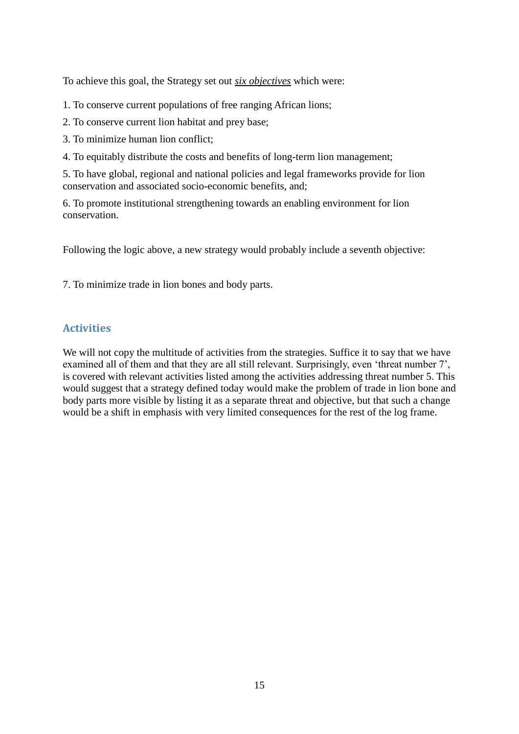To achieve this goal, the Strategy set out ***six objectives*** which were:

1. To conserve current populations of free ranging African lions;

2. To conserve current lion habitat and prey base;

3. To minimize human lion conflict;

4. To equitably distribute the costs and benefits of long-term lion management;

5. To have global, regional and national policies and legal frameworks provide for lion conservation and associated socio-economic benefits, and;

6. To promote institutional strengthening towards an enabling environment for lion conservation.

Following the logic above, a new strategy would probably include a seventh objective:

7. To minimize trade in lion bones and body parts.

## Activities

We will not copy the multitude of activities from the strategies. Suffice it to say that we have examined all of them and that they are all still relevant. Surprisingly, even 'threat number 7', is covered with relevant activities listed among the activities addressing threat number 5. This would suggest that a strategy defined today would make the problem of trade in lion bone and body parts more visible by listing it as a separate threat and objective, but that such a change would be a shift in emphasis with very limited consequences for the rest of the log frame.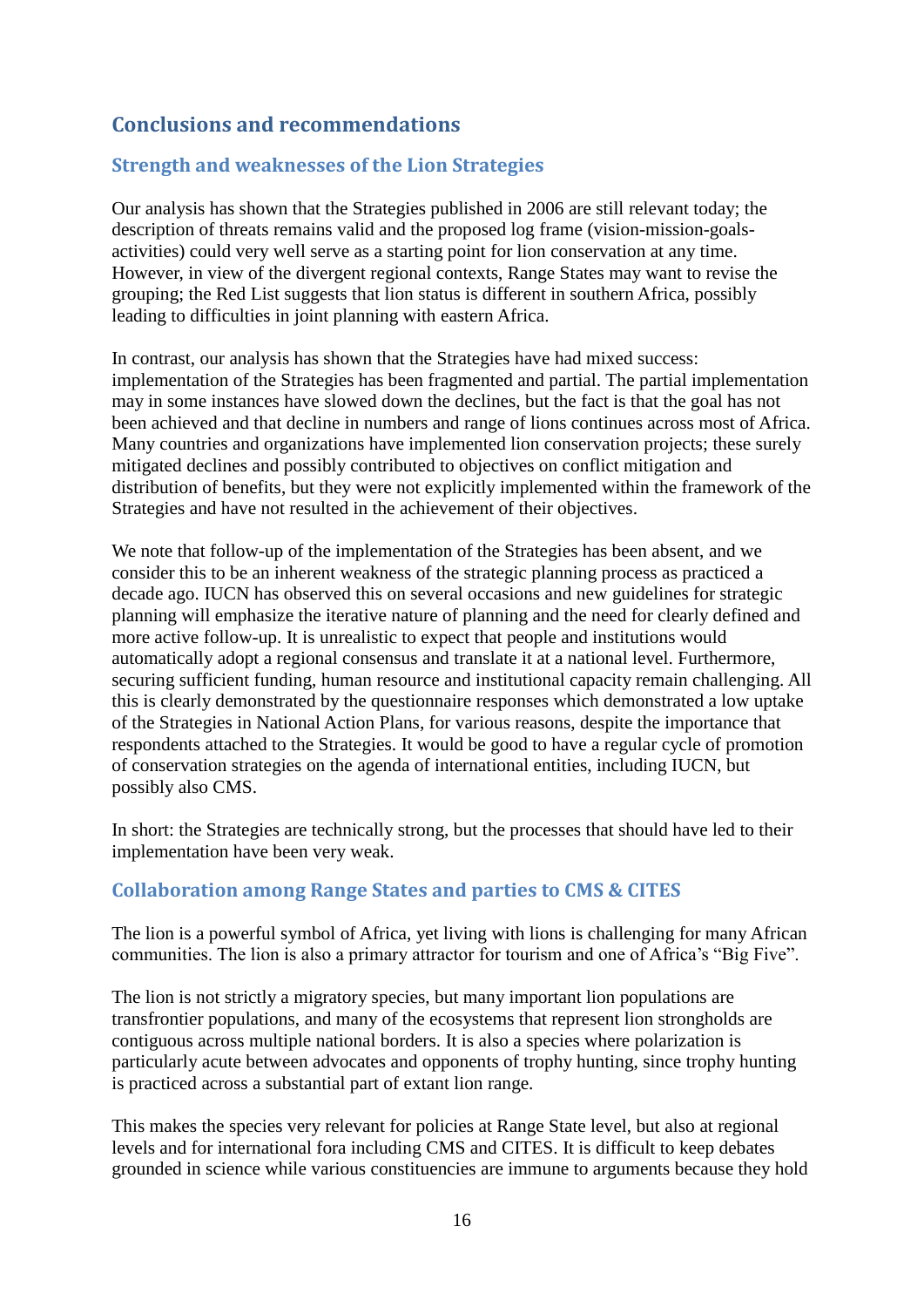## Conclusions and recommendations

### Strength and weaknesses of the Lion Strategies

Our analysis has shown that the Strategies published in 2006 are still relevant today; the description of threats remains valid and the proposed log frame (vision-mission-goals-activities) could very well serve as a starting point for lion conservation at any time. However, in view of the divergent regional contexts, Range States may want to revise the grouping; the Red List suggests that lion status is different in southern Africa, possibly leading to difficulties in joint planning with eastern Africa.

In contrast, our analysis has shown that the Strategies have had mixed success: implementation of the Strategies has been fragmented and partial. The partial implementation may in some instances have slowed down the declines, but the fact is that the goal has not been achieved and that decline in numbers and range of lions continues across most of Africa. Many countries and organizations have implemented lion conservation projects; these surely mitigated declines and possibly contributed to objectives on conflict mitigation and distribution of benefits, but they were not explicitly implemented within the framework of the Strategies and have not resulted in the achievement of their objectives.

We note that follow-up of the implementation of the Strategies has been absent, and we consider this to be an inherent weakness of the strategic planning process as practiced a decade ago. IUCN has observed this on several occasions and new guidelines for strategic planning will emphasize the iterative nature of planning and the need for clearly defined and more active follow-up. It is unrealistic to expect that people and institutions would automatically adopt a regional consensus and translate it at a national level. Furthermore, securing sufficient funding, human resource and institutional capacity remain challenging. All this is clearly demonstrated by the questionnaire responses which demonstrated a low uptake of the Strategies in National Action Plans, for various reasons, despite the importance that respondents attached to the Strategies. It would be good to have a regular cycle of promotion of conservation strategies on the agenda of international entities, including IUCN, but possibly also CMS.

In short: the Strategies are technically strong, but the processes that should have led to their implementation have been very weak.

### Collaboration among Range States and parties to CMS & CITES

The lion is a powerful symbol of Africa, yet living with lions is challenging for many African communities. The lion is also a primary attractor for tourism and one of Africa's "Big Five".

The lion is not strictly a migratory species, but many important lion populations are transfrontier populations, and many of the ecosystems that represent lion strongholds are contiguous across multiple national borders. It is also a species where polarization is particularly acute between advocates and opponents of trophy hunting, since trophy hunting is practiced across a substantial part of extant lion range.

This makes the species very relevant for policies at Range State level, but also at regional levels and for international fora including CMS and CITES. It is difficult to keep debates grounded in science while various constituencies are immune to arguments because they hold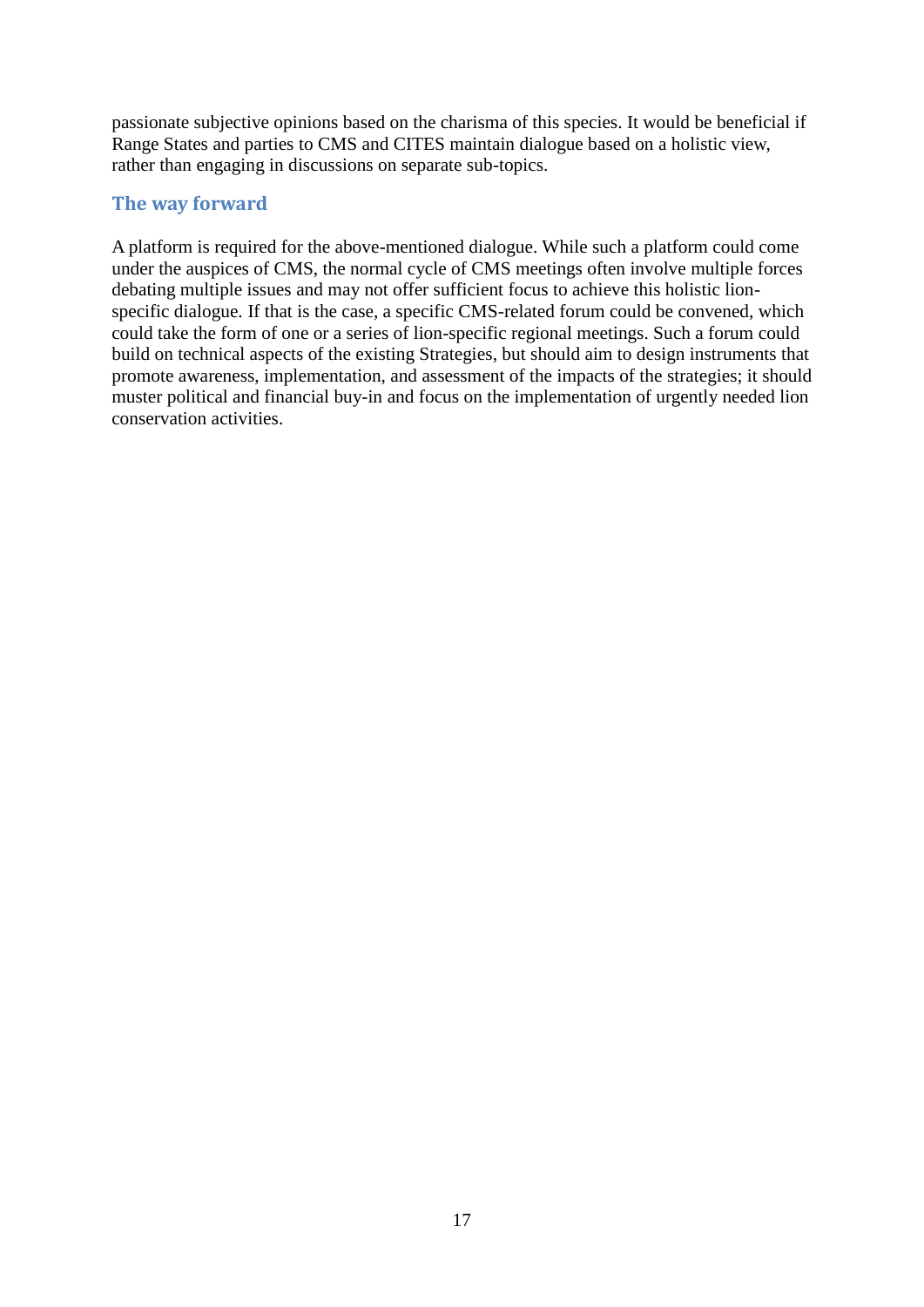passionate subjective opinions based on the charisma of this species. It would be beneficial if Range States and parties to CMS and CITES maintain dialogue based on a holistic view, rather than engaging in discussions on separate sub-topics.

## The way forward

A platform is required for the above-mentioned dialogue. While such a platform could come under the auspices of CMS, the normal cycle of CMS meetings often involve multiple forces debating multiple issues and may not offer sufficient focus to achieve this holistic lion-specific dialogue. If that is the case, a specific CMS-related forum could be convened, which could take the form of one or a series of lion-specific regional meetings. Such a forum could build on technical aspects of the existing Strategies, but should aim to design instruments that promote awareness, implementation, and assessment of the impacts of the strategies; it should muster political and financial buy-in and focus on the implementation of urgently needed lion conservation activities.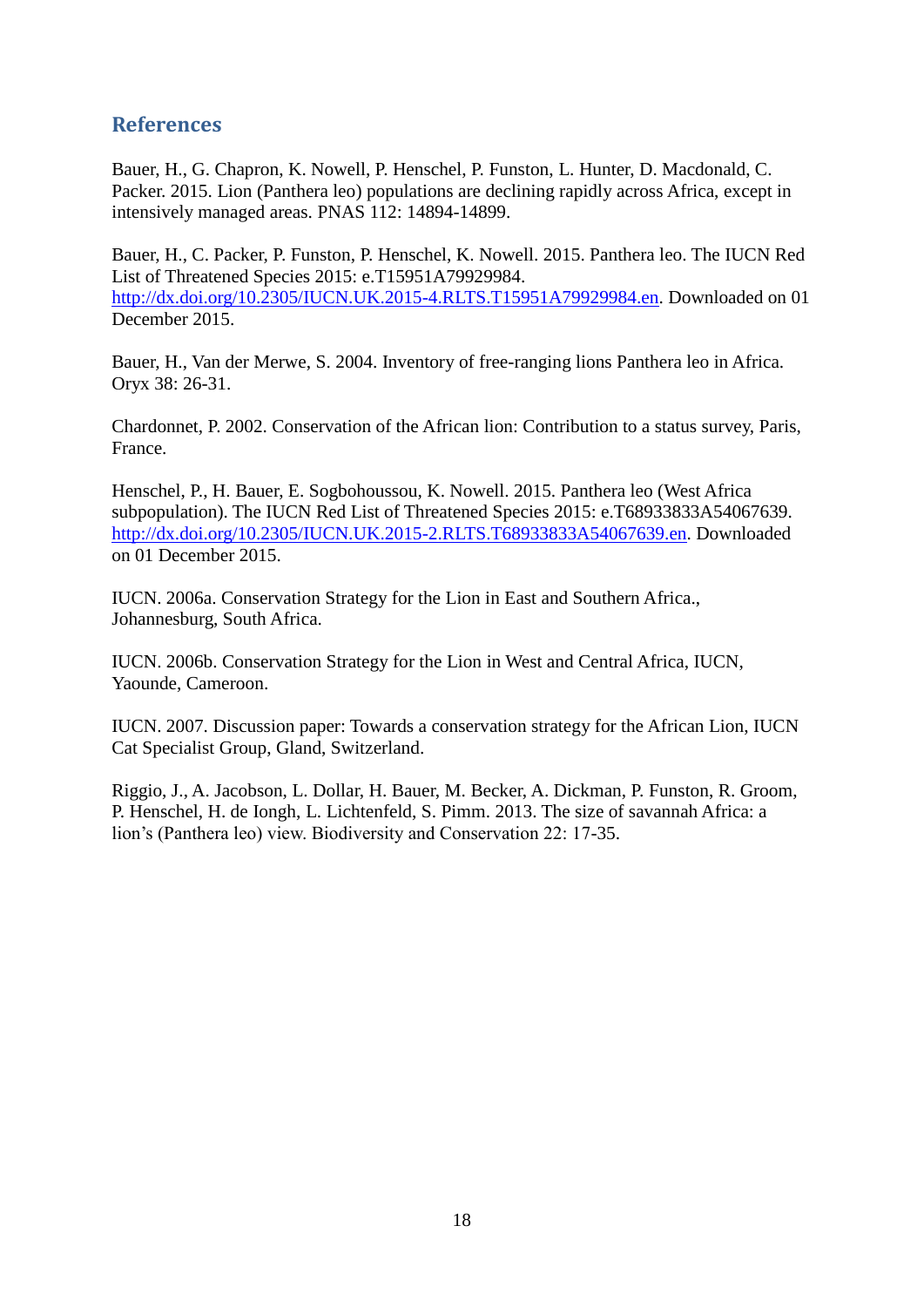## References

Bauer, H., G. Chapron, K. Nowell, P. Henschel, P. Funston, L. Hunter, D. Macdonald, C. Packer. 2015. Lion (Panthera leo) populations are declining rapidly across Africa, except in intensively managed areas. PNAS 112: 14894-14899.

Bauer, H., C. Packer, P. Funston, P. Henschel, K. Nowell. 2015. Panthera leo. The IUCN Red List of Threatened Species 2015: e.T15951A79929984. http://dx.doi.org/10.2305/IUCN.UK.2015-4.RLTS.T15951A79929984.en. Downloaded on 01 December 2015.

Bauer, H., Van der Merwe, S. 2004. Inventory of free-ranging lions Panthera leo in Africa. Oryx 38: 26-31.

Chardonnet, P. 2002. Conservation of the African lion: Contribution to a status survey, Paris, France.

Henschel, P., H. Bauer, E. Sogbohoussou, K. Nowell. 2015. Panthera leo (West Africa subpopulation). The IUCN Red List of Threatened Species 2015: e.T68933833A54067639. http://dx.doi.org/10.2305/IUCN.UK.2015-2.RLTS.T68933833A54067639.en. Downloaded on 01 December 2015.

IUCN. 2006a. Conservation Strategy for the Lion in East and Southern Africa., Johannesburg, South Africa.

IUCN. 2006b. Conservation Strategy for the Lion in West and Central Africa, IUCN, Yaounde, Cameroon.

IUCN. 2007. Discussion paper: Towards a conservation strategy for the African Lion, IUCN Cat Specialist Group, Gland, Switzerland.

Riggio, J., A. Jacobson, L. Dollar, H. Bauer, M. Becker, A. Dickman, P. Funston, R. Groom, P. Henschel, H. de Iongh, L. Lichtenfeld, S. Pimm. 2013. The size of savannah Africa: a lion's (Panthera leo) view. Biodiversity and Conservation 22: 17-35.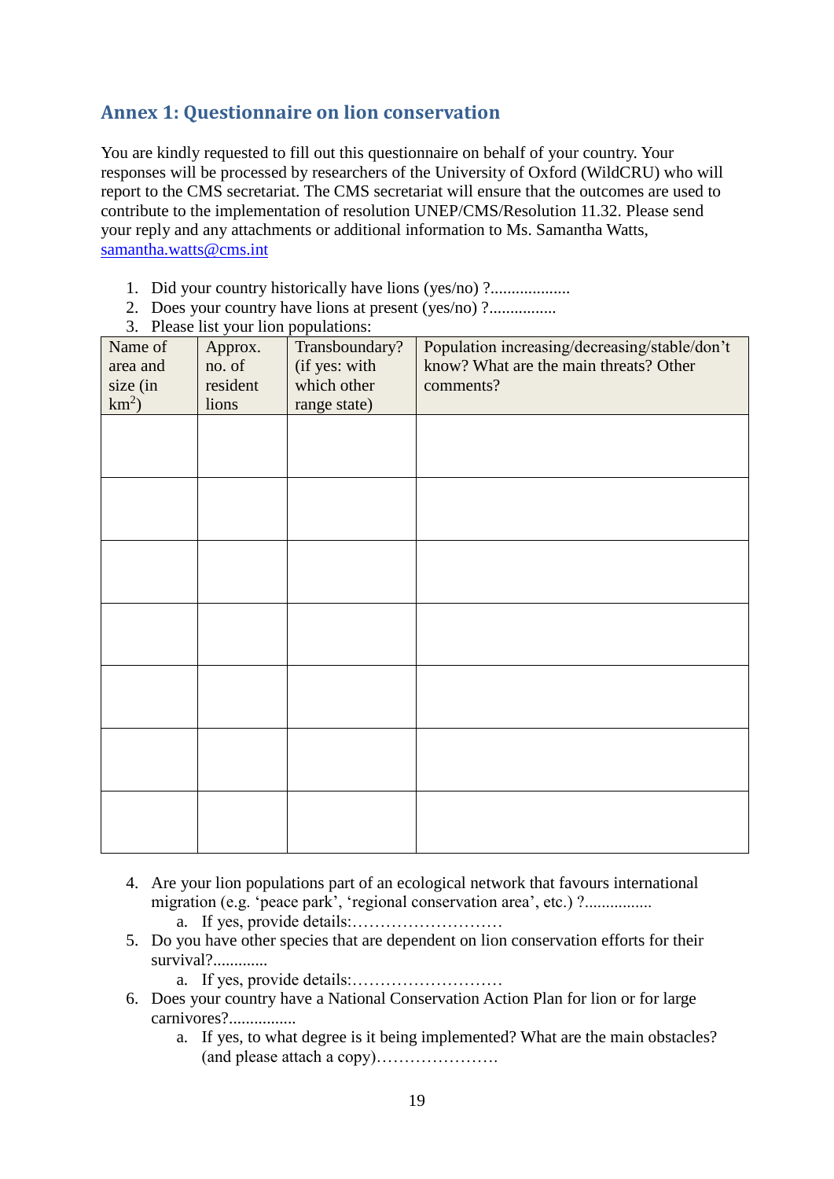## Annex 1: Questionnaire on lion conservation

You are kindly requested to fill out this questionnaire on behalf of your country. Your responses will be processed by researchers of the University of Oxford (WildCRU) who will report to the CMS secretariat. The CMS secretariat will ensure that the outcomes are used to contribute to the implementation of resolution UNEP/CMS/Resolution 11.32. Please send your reply and any attachments or additional information to Ms. Samantha Watts, samantha.watts@cms.int

1. Did your country historically have lions (yes/no) ?...................
2. Does your country have lions at present (yes/no) ?................
3. Please list your lion populations:

| Name of area and size (in km$^2$) | Approx. no. of resident lions | Transboundary? (if yes: with which other range state) | Population increasing/decreasing/stable/don't know? What are the main threats? Other comments? |
|---|---|---|---|
| | | | |
| | | | |
| | | | |
| | | | |
| | | | |
| | | | |
| | | | |

4. Are your lion populations part of an ecological network that favours international migration (e.g. 'peace park', 'regional conservation area', etc.) ?................
   a. If yes, provide details:………………………
5. Do you have other species that are dependent on lion conservation efforts for their survival?.............
   a. If yes, provide details:………………………
6. Does your country have a National Conservation Action Plan for lion or for large carnivores?................
   a. If yes, to what degree is it being implemented? What are the main obstacles? (and please attach a copy)………………….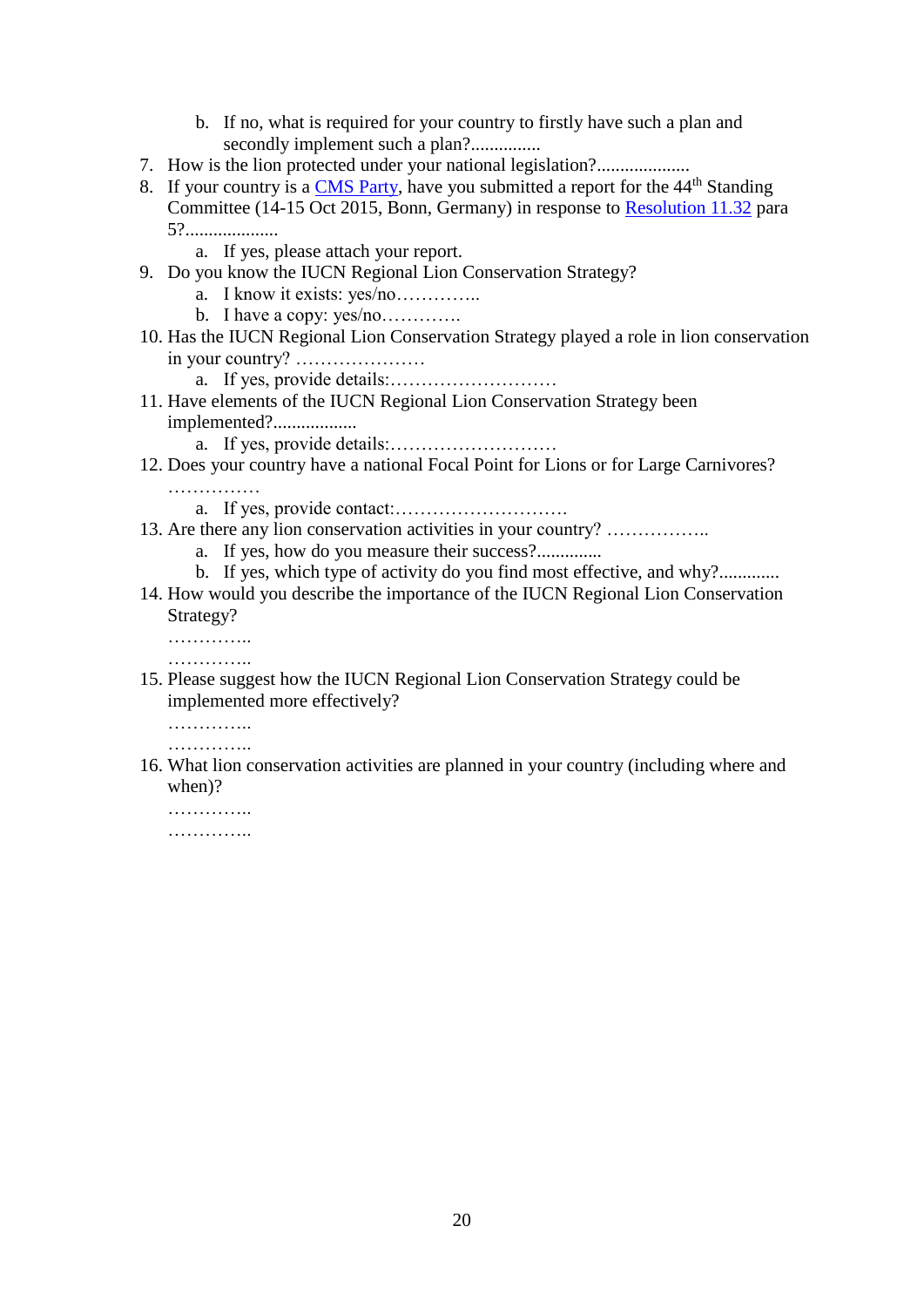b. If no, what is required for your country to firstly have such a plan and secondly implement such a plan?...............

7. How is the lion protected under your national legislation?....................
8. If your country is a CMS Party, have you submitted a report for the 44th Standing Committee (14-15 Oct 2015, Bonn, Germany) in response to Resolution 11.32 para 5?....................
   a. If yes, please attach your report.
9. Do you know the IUCN Regional Lion Conservation Strategy?
   a. I know it exists: yes/no…………..
   b. I have a copy: yes/no………….
10. Has the IUCN Regional Lion Conservation Strategy played a role in lion conservation in your country? …………………
    a. If yes, provide details:………………………
11. Have elements of the IUCN Regional Lion Conservation Strategy been implemented?..................
    a. If yes, provide details:………………………
12. Does your country have a national Focal Point for Lions or for Large Carnivores? ……………
    a. If yes, provide contact:……………………….
13. Are there any lion conservation activities in your country? ……………..
    a. If yes, how do you measure their success?.............
    b. If yes, which type of activity do you find most effective, and why?.............
14. How would you describe the importance of the IUCN Regional Lion Conservation Strategy?
    …………..
    …………..
15. Please suggest how the IUCN Regional Lion Conservation Strategy could be implemented more effectively?
    …………..
    …………..
16. What lion conservation activities are planned in your country (including where and when)?
    …………..
    …………..